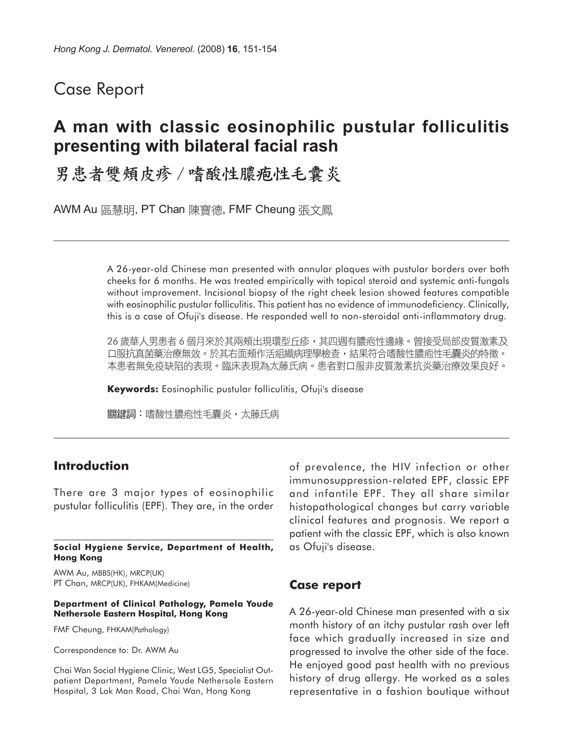Case Report

# A man with classic eosinophilic pustular folliculitis presenting with bilateral facial rash

# 男患者雙頰皮疹 / 嗜酸性膿疱性毛囊炎

AWM Au 區慧明, PT Chan 陳寶德, FMF Cheung 張文鳳

A 26-year-old Chinese man presented with annular plaques with pustular borders over both cheeks for 6 months. He was treated empirically with topical steroid and systemic anti-fungals without improvement. Incisional biopsy of the right cheek lesion showed features compatible with eosinophilic pustular folliculitis. This patient has no evidence of immunodeficiency. Clinically, this is a case of Ofuji's disease. He responded well to non-steroidal anti-inflammatory drug.

26 歲華人男患者 6 個月來於其兩頰出現環型丘疹，其四週有膿疱性邊緣。曾接受局部皮質激素及口服抗真菌藥治療無效。於其右面頰作活組織病理學檢查，結果符合嗜酸性膿疱性毛囊炎的特徵。本患者無免疫缺陷的表現。臨床表現為太藤氏病。患者對口服非皮質激素抗炎藥治療效果良好。

**Keywords:** Eosinophilic pustular folliculitis, Ofuji's disease

**關鍵詞**：嗜酸性膿疱性毛囊炎，太藤氏病

## Introduction

There are 3 major types of eosinophilic pustular folliculitis (EPF). They are, in the order of prevalence, the HIV infection or other immunosuppression-related EPF, classic EPF and infantile EPF. They all share similar histopathological changes but carry variable clinical features and prognosis. We report a patient with the classic EPF, which is also known as Ofuji's disease.

## Case report

A 26-year-old Chinese man presented with a six month history of an itchy pustular rash over left face which gradually increased in size and progressed to involve the other side of the face. He enjoyed good past health with no previous history of drug allergy. He worked as a sales representative in a fashion boutique without

**Social Hygiene Service, Department of Health, Hong Kong**

AWM Au, MBBS(HK), MRCP(UK)
PT Chan, MRCP(UK), FHKAM(Medicine)

**Department of Clinical Pathology, Pamela Youde Nethersole Eastern Hospital, Hong Kong**

FMF Cheung, FHKAM(Pathology)

Correspondence to: Dr. AWM Au

Chai Wan Social Hygiene Clinic, West LG5, Specialist Outpatient Department, Pamela Youde Nethersole Eastern Hospital, 3 Lok Man Road, Chai Wan, Hong Kong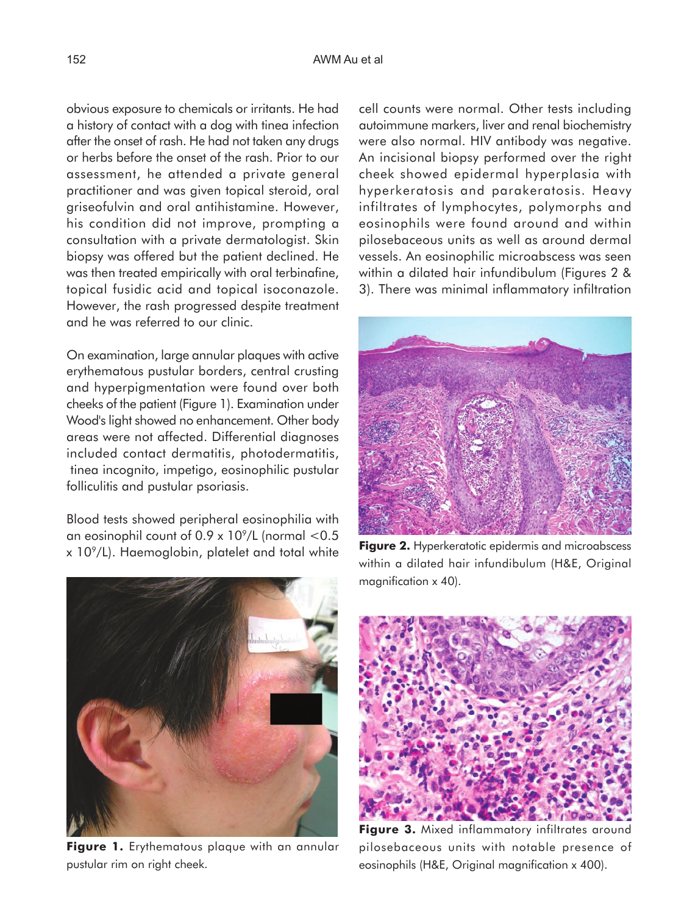obvious exposure to chemicals or irritants. He had a history of contact with a dog with tinea infection after the onset of rash. He had not taken any drugs or herbs before the onset of the rash. Prior to our assessment, he attended a private general practitioner and was given topical steroid, oral griseofulvin and oral antihistamine. However, his condition did not improve, prompting a consultation with a private dermatologist. Skin biopsy was offered but the patient declined. He was then treated empirically with oral terbinafine, topical fusidic acid and topical isoconazole. However, the rash progressed despite treatment and he was referred to our clinic.

On examination, large annular plaques with active erythematous pustular borders, central crusting and hyperpigmentation were found over both cheeks of the patient (Figure 1). Examination under Wood's light showed no enhancement. Other body areas were not affected. Differential diagnoses included contact dermatitis, photodermatitis, tinea incognito, impetigo, eosinophilic pustular folliculitis and pustular psoriasis.

Blood tests showed peripheral eosinophilia with an eosinophil count of $0.9 \times 10^9$/L (normal $<0.5 \times 10^9$/L). Haemoglobin, platelet and total white cell counts were normal. Other tests including autoimmune markers, liver and renal biochemistry were also normal. HIV antibody was negative. An incisional biopsy performed over the right cheek showed epidermal hyperplasia with hyperkeratosis and parakeratosis. Heavy infiltrates of lymphocytes, polymorphs and eosinophils were found around and within pilosebaceous units as well as around dermal vessels. An eosinophilic microabscess was seen within a dilated hair infundibulum (Figures 2 & 3). There was minimal inflammatory infiltration

**Figure 1.** Erythematous plaque with an annular pustular rim on right cheek.

**Figure 2.** Hyperkeratotic epidermis and microabscess within a dilated hair infundibulum (H&E, Original magnification x 40).

**Figure 3.** Mixed inflammatory infiltrates around pilosebaceous units with notable presence of eosinophils (H&E, Original magnification x 400).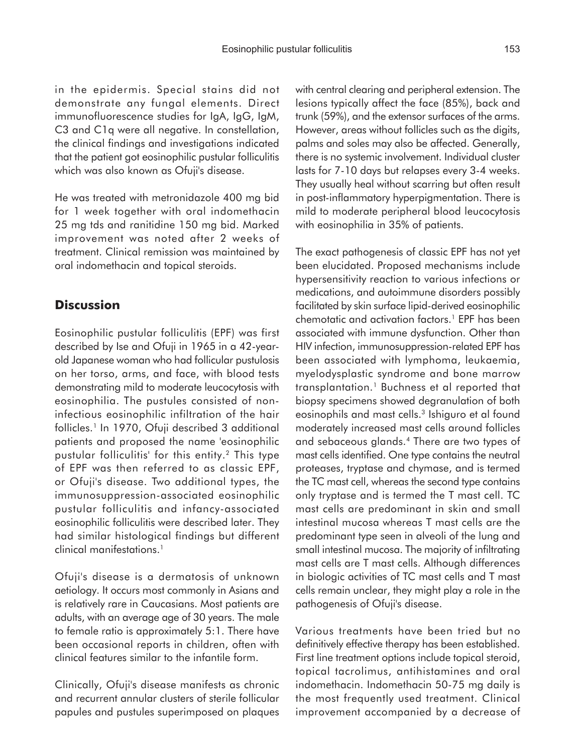in the epidermis. Special stains did not demonstrate any fungal elements. Direct immunofluorescence studies for IgA, IgG, IgM, C3 and C1q were all negative. In constellation, the clinical findings and investigations indicated that the patient got eosinophilic pustular folliculitis which was also known as Ofuji's disease.

He was treated with metronidazole 400 mg bid for 1 week together with oral indomethacin 25 mg tds and ranitidine 150 mg bid. Marked improvement was noted after 2 weeks of treatment. Clinical remission was maintained by oral indomethacin and topical steroids.

## Discussion

Eosinophilic pustular folliculitis (EPF) was first described by Ise and Ofuji in 1965 in a 42-year-old Japanese woman who had follicular pustulosis on her torso, arms, and face, with blood tests demonstrating mild to moderate leucocytosis with eosinophilia. The pustules consisted of non-infectious eosinophilic infiltration of the hair follicles.[1] In 1970, Ofuji described 3 additional patients and proposed the name 'eosinophilic pustular folliculitis' for this entity.[2] This type of EPF was then referred to as classic EPF, or Ofuji's disease. Two additional types, the immunosuppression-associated eosinophilic pustular folliculitis and infancy-associated eosinophilic folliculitis were described later. They had similar histological findings but different clinical manifestations.[1]

Ofuji's disease is a dermatosis of unknown aetiology. It occurs most commonly in Asians and is relatively rare in Caucasians. Most patients are adults, with an average age of 30 years. The male to female ratio is approximately 5:1. There have been occasional reports in children, often with clinical features similar to the infantile form.

Clinically, Ofuji's disease manifests as chronic and recurrent annular clusters of sterile follicular papules and pustules superimposed on plaques with central clearing and peripheral extension. The lesions typically affect the face (85%), back and trunk (59%), and the extensor surfaces of the arms. However, areas without follicles such as the digits, palms and soles may also be affected. Generally, there is no systemic involvement. Individual cluster lasts for 7-10 days but relapses every 3-4 weeks. They usually heal without scarring but often result in post-inflammatory hyperpigmentation. There is mild to moderate peripheral blood leucocytosis with eosinophilia in 35% of patients.

The exact pathogenesis of classic EPF has not yet been elucidated. Proposed mechanisms include hypersensitivity reaction to various infections or medications, and autoimmune disorders possibly facilitated by skin surface lipid-derived eosinophilic chemotatic and activation factors.[1] EPF has been associated with immune dysfunction. Other than HIV infection, immunosuppression-related EPF has been associated with lymphoma, leukaemia, myelodysplastic syndrome and bone marrow transplantation.[1] Buchness et al reported that biopsy specimens showed degranulation of both eosinophils and mast cells.[3] Ishiguro et al found moderately increased mast cells around follicles and sebaceous glands.[4] There are two types of mast cells identified. One type contains the neutral proteases, tryptase and chymase, and is termed the TC mast cell, whereas the second type contains only tryptase and is termed the T mast cell. TC mast cells are predominant in skin and small intestinal mucosa whereas T mast cells are the predominant type seen in alveoli of the lung and small intestinal mucosa. The majority of infiltrating mast cells are T mast cells. Although differences in biologic activities of TC mast cells and T mast cells remain unclear, they might play a role in the pathogenesis of Ofuji's disease.

Various treatments have been tried but no definitively effective therapy has been established. First line treatment options include topical steroid, topical tacrolimus, antihistamines and oral indomethacin. Indomethacin 50-75 mg daily is the most frequently used treatment. Clinical improvement accompanied by a decrease of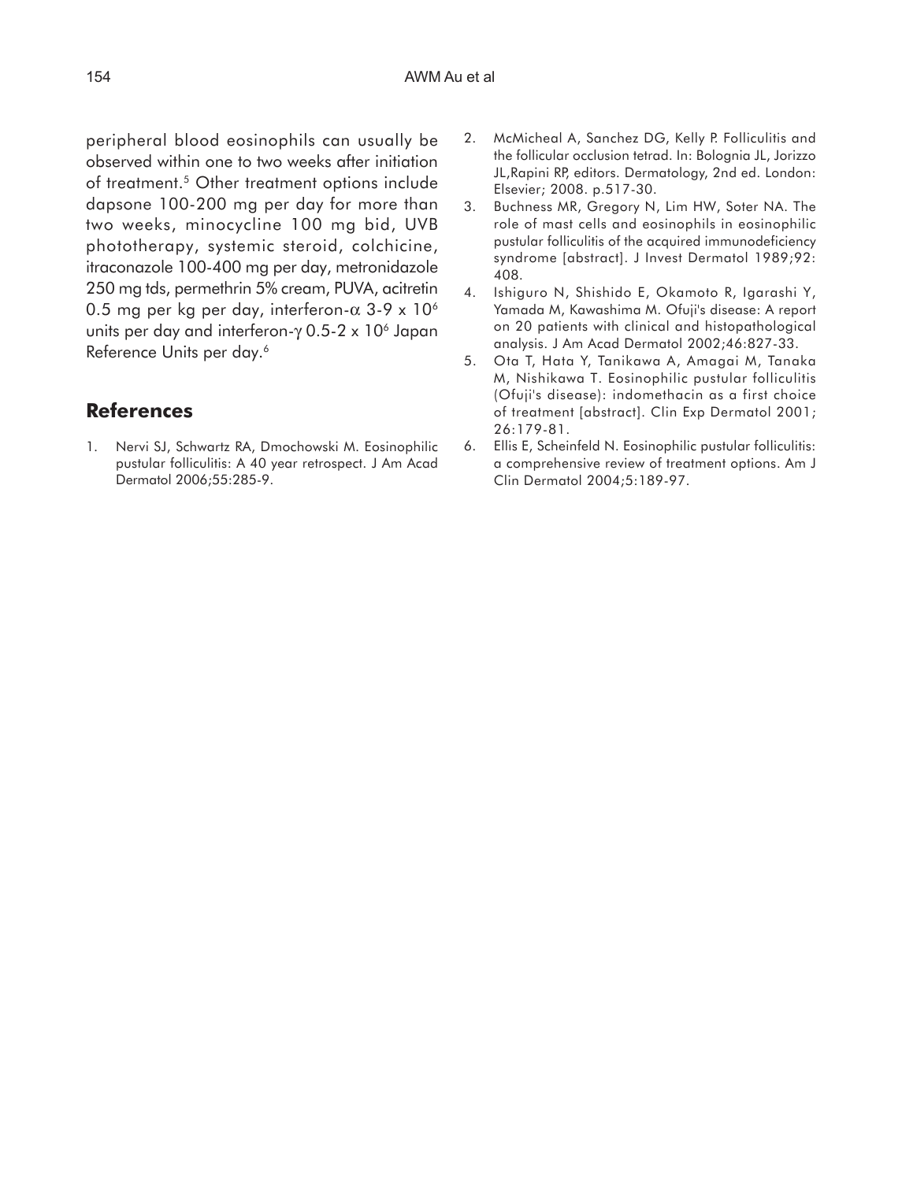peripheral blood eosinophils can usually be observed within one to two weeks after initiation of treatment.[5] Other treatment options include dapsone 100-200 mg per day for more than two weeks, minocycline 100 mg bid, UVB phototherapy, systemic steroid, colchicine, itraconazole 100-400 mg per day, metronidazole 250 mg tds, permethrin 5% cream, PUVA, acitretin 0.5 mg per kg per day, interferon-$\alpha$ 3-9 x $10^6$ units per day and interferon-$\gamma$ 0.5-2 x $10^6$ Japan Reference Units per day.[6]

## References

1. Nervi SJ, Schwartz RA, Dmochowski M. Eosinophilic pustular folliculitis: A 40 year retrospect. J Am Acad Dermatol 2006;55:285-9.
2. McMicheal A, Sanchez DG, Kelly P. Folliculitis and the follicular occlusion tetrad. In: Bolognia JL, Jorizzo JL,Rapini RP, editors. Dermatology, 2nd ed. London: Elsevier; 2008. p.517-30.
3. Buchness MR, Gregory N, Lim HW, Soter NA. The role of mast cells and eosinophils in eosinophilic pustular folliculitis of the acquired immunodeficiency syndrome [abstract]. J Invest Dermatol 1989;92: 408.
4. Ishiguro N, Shishido E, Okamoto R, Igarashi Y, Yamada M, Kawashima M. Ofuji's disease: A report on 20 patients with clinical and histopathological analysis. J Am Acad Dermatol 2002;46:827-33.
5. Ota T, Hata Y, Tanikawa A, Amagai M, Tanaka M, Nishikawa T. Eosinophilic pustular folliculitis (Ofuji's disease): indomethacin as a first choice of treatment [abstract]. Clin Exp Dermatol 2001; 26:179-81.
6. Ellis E, Scheinfeld N. Eosinophilic pustular folliculitis: a comprehensive review of treatment options. Am J Clin Dermatol 2004;5:189-97.